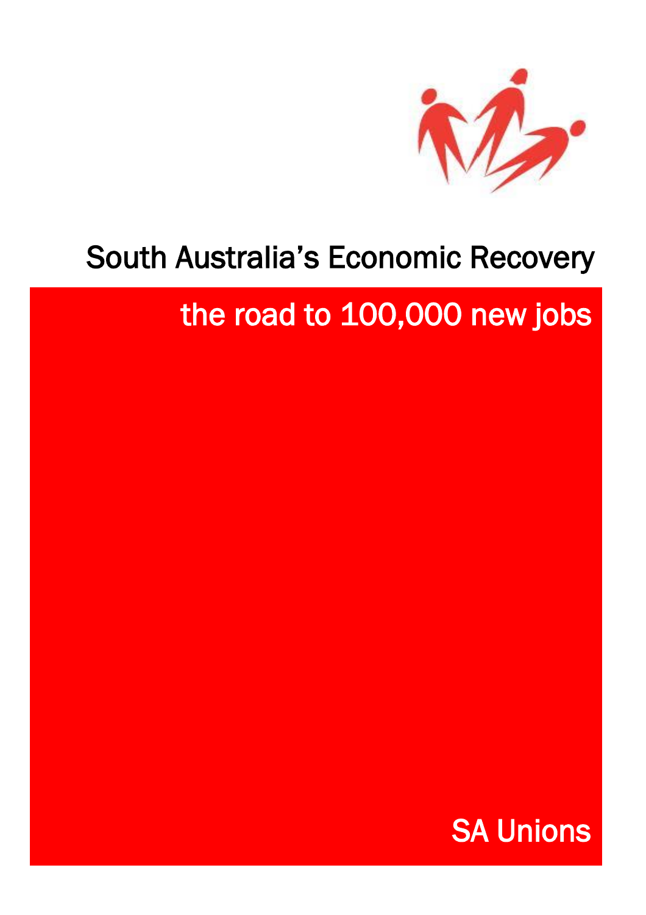# South Australia's Economic Recovery

## the road to 100,000 new jobs

SA Unions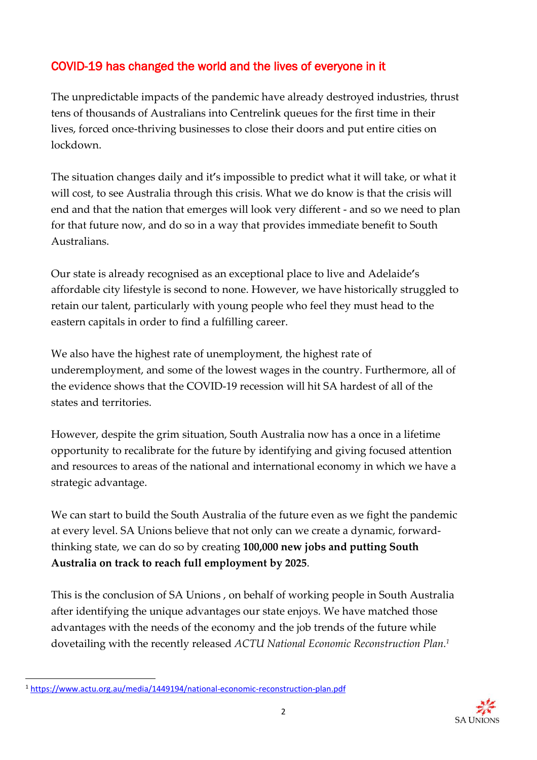## COVID-19 has changed the world and the lives of everyone in it

The unpredictable impacts of the pandemic have already destroyed industries, thrust tens of thousands of Australians into Centrelink queues for the first time in their lives, forced once-thriving businesses to close their doors and put entire cities on lockdown.

The situation changes daily and it's impossible to predict what it will take, or what it will cost, to see Australia through this crisis. What we do know is that the crisis will end and that the nation that emerges will look very different - and so we need to plan for that future now, and do so in a way that provides immediate benefit to South Australians.

Our state is already recognised as an exceptional place to live and Adelaide's affordable city lifestyle is second to none. However, we have historically struggled to retain our talent, particularly with young people who feel they must head to the eastern capitals in order to find a fulfilling career.

We also have the highest rate of unemployment, the highest rate of underemployment, and some of the lowest wages in the country. Furthermore, all of the evidence shows that the COVID-19 recession will hit SA hardest of all of the states and territories.

However, despite the grim situation, South Australia now has a once in a lifetime opportunity to recalibrate for the future by identifying and giving focused attention and resources to areas of the national and international economy in which we have a strategic advantage.

We can start to build the South Australia of the future even as we fight the pandemic at every level. SA Unions believe that not only can we create a dynamic, forward-thinking state, we can do so by creating **100,000 new jobs and putting South Australia on track to reach full employment by 2025**.

This is the conclusion of SA Unions , on behalf of working people in South Australia after identifying the unique advantages our state enjoys. We have matched those advantages with the needs of the economy and the job trends of the future while dovetailing with the recently released *ACTU National Economic Reconstruction Plan.*[1]

[1] https://www.actu.org.au/media/1449194/national-economic-reconstruction-plan.pdf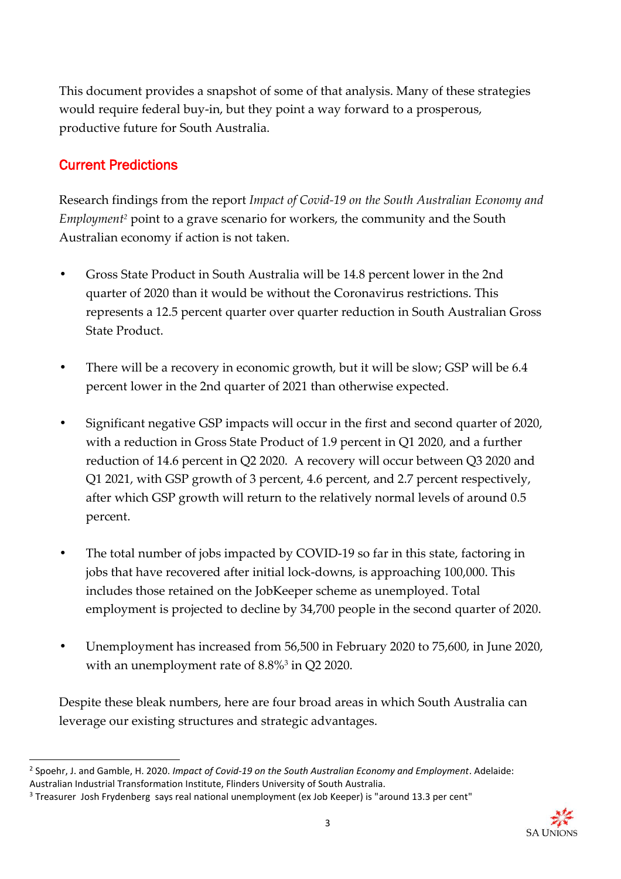This document provides a snapshot of some of that analysis. Many of these strategies would require federal buy-in, but they point a way forward to a prosperous, productive future for South Australia.

## Current Predictions

Research findings from the report *Impact of Covid-19 on the South Australian Economy and Employment*[2] point to a grave scenario for workers, the community and the South Australian economy if action is not taken.

- Gross State Product in South Australia will be 14.8 percent lower in the 2nd quarter of 2020 than it would be without the Coronavirus restrictions. This represents a 12.5 percent quarter over quarter reduction in South Australian Gross State Product.

- There will be a recovery in economic growth, but it will be slow; GSP will be 6.4 percent lower in the 2nd quarter of 2021 than otherwise expected.

- Significant negative GSP impacts will occur in the first and second quarter of 2020, with a reduction in Gross State Product of 1.9 percent in Q1 2020, and a further reduction of 14.6 percent in Q2 2020. A recovery will occur between Q3 2020 and Q1 2021, with GSP growth of 3 percent, 4.6 percent, and 2.7 percent respectively, after which GSP growth will return to the relatively normal levels of around 0.5 percent.

- The total number of jobs impacted by COVID-19 so far in this state, factoring in jobs that have recovered after initial lock-downs, is approaching 100,000. This includes those retained on the JobKeeper scheme as unemployed. Total employment is projected to decline by 34,700 people in the second quarter of 2020.

- Unemployment has increased from 56,500 in February 2020 to 75,600, in June 2020, with an unemployment rate of 8.8%[3] in Q2 2020.

Despite these bleak numbers, here are four broad areas in which South Australia can leverage our existing structures and strategic advantages.

---

[2] Spoehr, J. and Gamble, H. 2020. *Impact of Covid-19 on the South Australian Economy and Employment*. Adelaide: Australian Industrial Transformation Institute, Flinders University of South Australia.

[3] Treasurer Josh Frydenberg says real national unemployment (ex Job Keeper) is "around 13.3 per cent"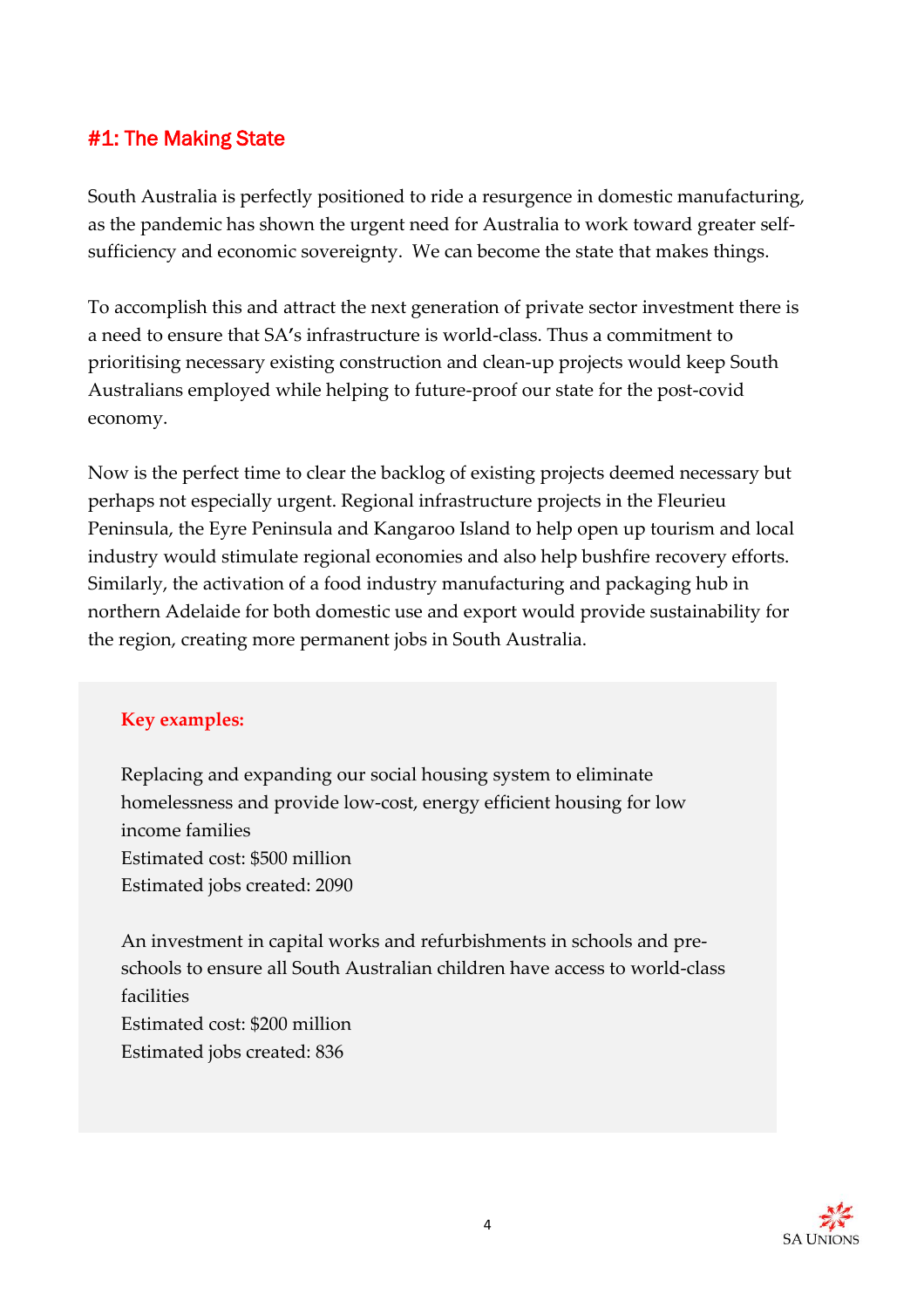## #1: The Making State

South Australia is perfectly positioned to ride a resurgence in domestic manufacturing, as the pandemic has shown the urgent need for Australia to work toward greater self-sufficiency and economic sovereignty. We can become the state that makes things.

To accomplish this and attract the next generation of private sector investment there is a need to ensure that SA's infrastructure is world-class. Thus a commitment to prioritising necessary existing construction and clean-up projects would keep South Australians employed while helping to future-proof our state for the post-covid economy.

Now is the perfect time to clear the backlog of existing projects deemed necessary but perhaps not especially urgent. Regional infrastructure projects in the Fleurieu Peninsula, the Eyre Peninsula and Kangaroo Island to help open up tourism and local industry would stimulate regional economies and also help bushfire recovery efforts. Similarly, the activation of a food industry manufacturing and packaging hub in northern Adelaide for both domestic use and export would provide sustainability for the region, creating more permanent jobs in South Australia.

**Key examples:**

Replacing and expanding our social housing system to eliminate homelessness and provide low-cost, energy efficient housing for low income families
Estimated cost: $500 million
Estimated jobs created: 2090

An investment in capital works and refurbishments in schools and pre-schools to ensure all South Australian children have access to world-class facilities
Estimated cost: $200 million
Estimated jobs created: 836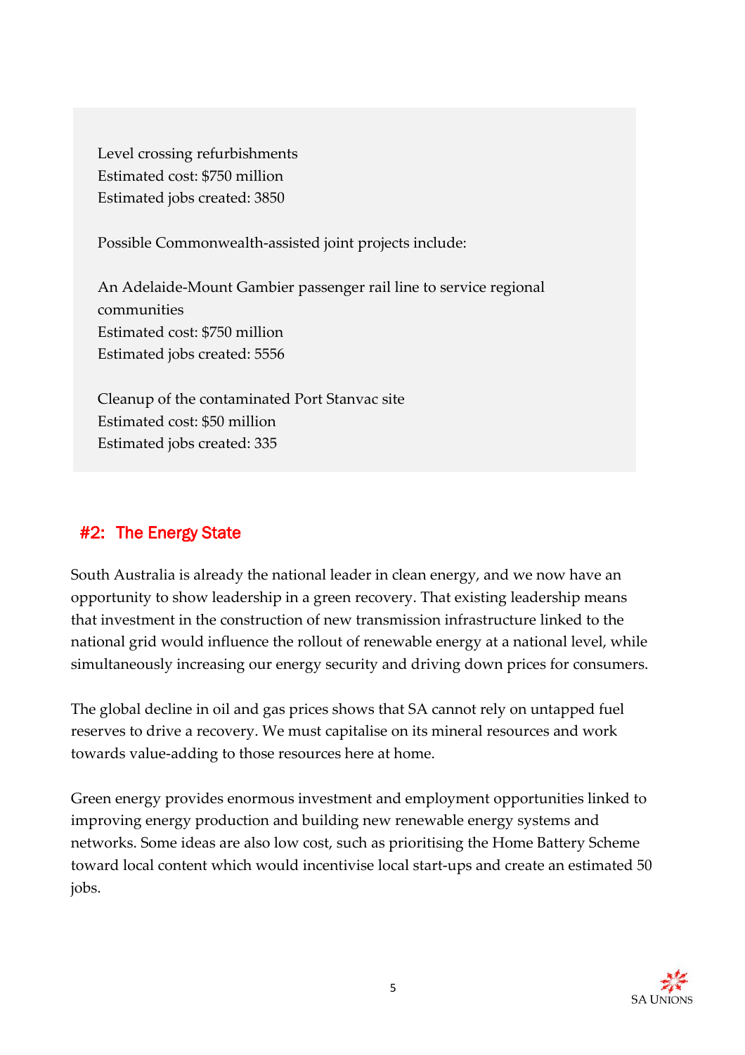Level crossing refurbishments
Estimated cost: $750 million
Estimated jobs created: 3850

Possible Commonwealth-assisted joint projects include:

An Adelaide-Mount Gambier passenger rail line to service regional communities
Estimated cost: $750 million
Estimated jobs created: 5556

Cleanup of the contaminated Port Stanvac site
Estimated cost: $50 million
Estimated jobs created: 335

## #2: The Energy State

South Australia is already the national leader in clean energy, and we now have an opportunity to show leadership in a green recovery. That existing leadership means that investment in the construction of new transmission infrastructure linked to the national grid would influence the rollout of renewable energy at a national level, while simultaneously increasing our energy security and driving down prices for consumers.

The global decline in oil and gas prices shows that SA cannot rely on untapped fuel reserves to drive a recovery. We must capitalise on its mineral resources and work towards value-adding to those resources here at home.

Green energy provides enormous investment and employment opportunities linked to improving energy production and building new renewable energy systems and networks. Some ideas are also low cost, such as prioritising the Home Battery Scheme toward local content which would incentivise local start-ups and create an estimated 50 jobs.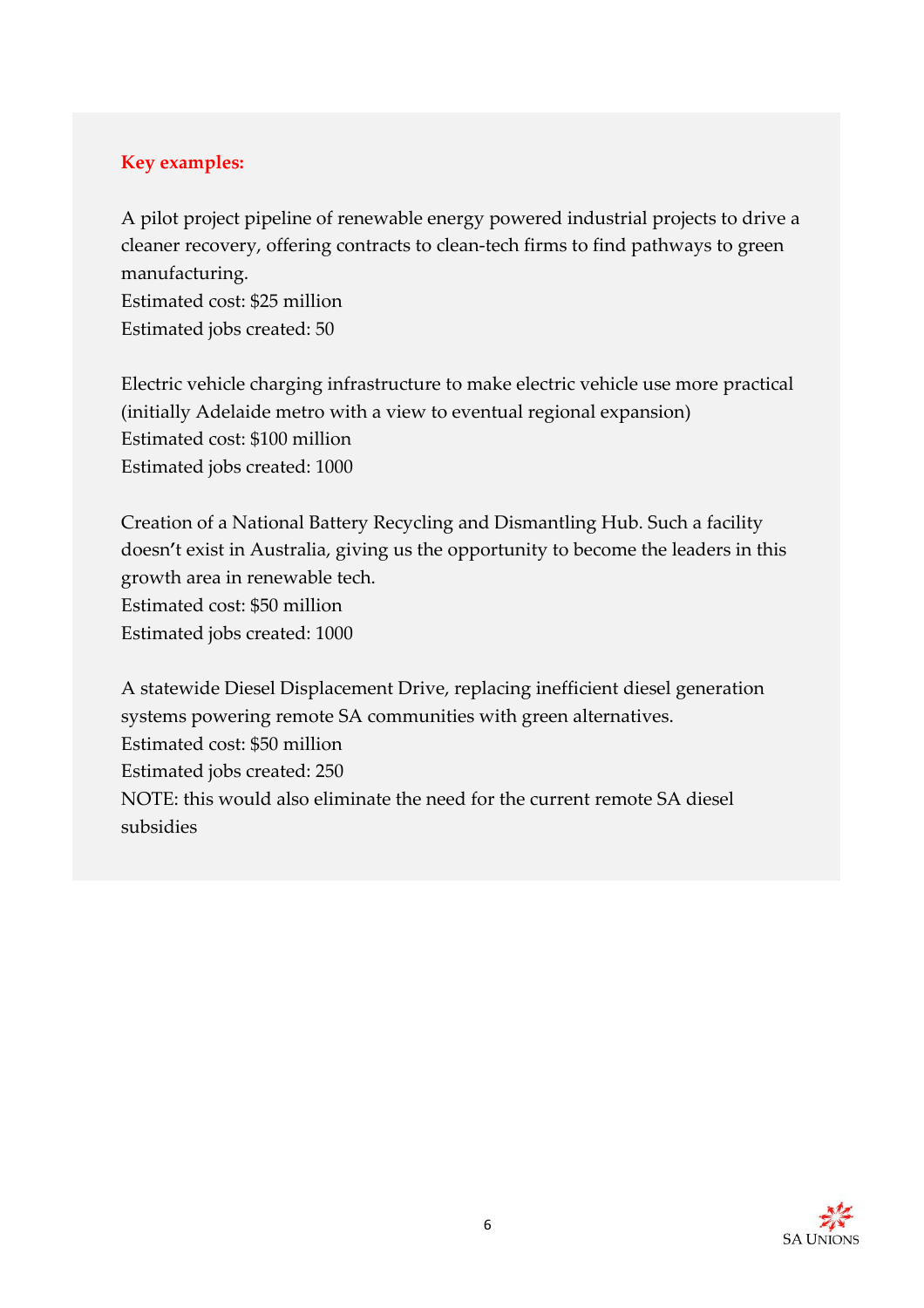**Key examples:**

A pilot project pipeline of renewable energy powered industrial projects to drive a cleaner recovery, offering contracts to clean-tech firms to find pathways to green manufacturing.
Estimated cost: $25 million
Estimated jobs created: 50

Electric vehicle charging infrastructure to make electric vehicle use more practical (initially Adelaide metro with a view to eventual regional expansion)
Estimated cost: $100 million
Estimated jobs created: 1000

Creation of a National Battery Recycling and Dismantling Hub. Such a facility doesn't exist in Australia, giving us the opportunity to become the leaders in this growth area in renewable tech.
Estimated cost: $50 million
Estimated jobs created: 1000

A statewide Diesel Displacement Drive, replacing inefficient diesel generation systems powering remote SA communities with green alternatives.
Estimated cost: $50 million
Estimated jobs created: 250
NOTE: this would also eliminate the need for the current remote SA diesel subsidies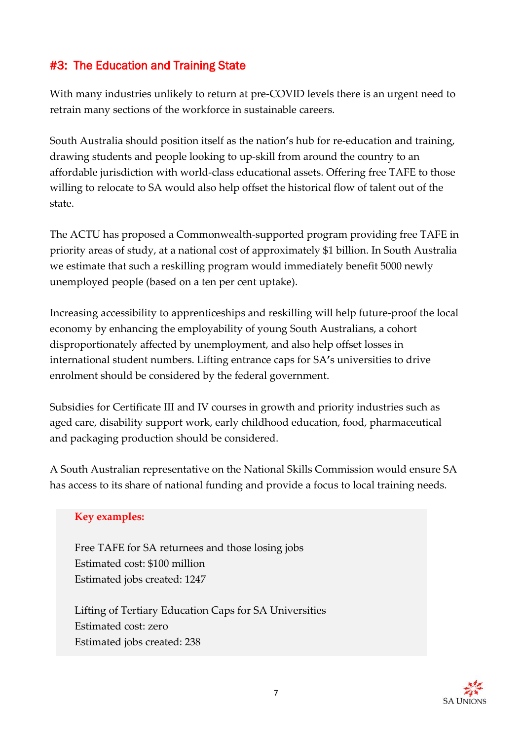## #3: The Education and Training State

With many industries unlikely to return at pre-COVID levels there is an urgent need to retrain many sections of the workforce in sustainable careers.

South Australia should position itself as the nation's hub for re-education and training, drawing students and people looking to up-skill from around the country to an affordable jurisdiction with world-class educational assets. Offering free TAFE to those willing to relocate to SA would also help offset the historical flow of talent out of the state.

The ACTU has proposed a Commonwealth-supported program providing free TAFE in priority areas of study, at a national cost of approximately $1 billion. In South Australia we estimate that such a reskilling program would immediately benefit 5000 newly unemployed people (based on a ten per cent uptake).

Increasing accessibility to apprenticeships and reskilling will help future-proof the local economy by enhancing the employability of young South Australians, a cohort disproportionately affected by unemployment, and also help offset losses in international student numbers. Lifting entrance caps for SA's universities to drive enrolment should be considered by the federal government.

Subsidies for Certificate III and IV courses in growth and priority industries such as aged care, disability support work, early childhood education, food, pharmaceutical and packaging production should be considered.

A South Australian representative on the National Skills Commission would ensure SA has access to its share of national funding and provide a focus to local training needs.

**Key examples:**

Free TAFE for SA returnees and those losing jobs
Estimated cost: $100 million
Estimated jobs created: 1247

Lifting of Tertiary Education Caps for SA Universities
Estimated cost: zero
Estimated jobs created: 238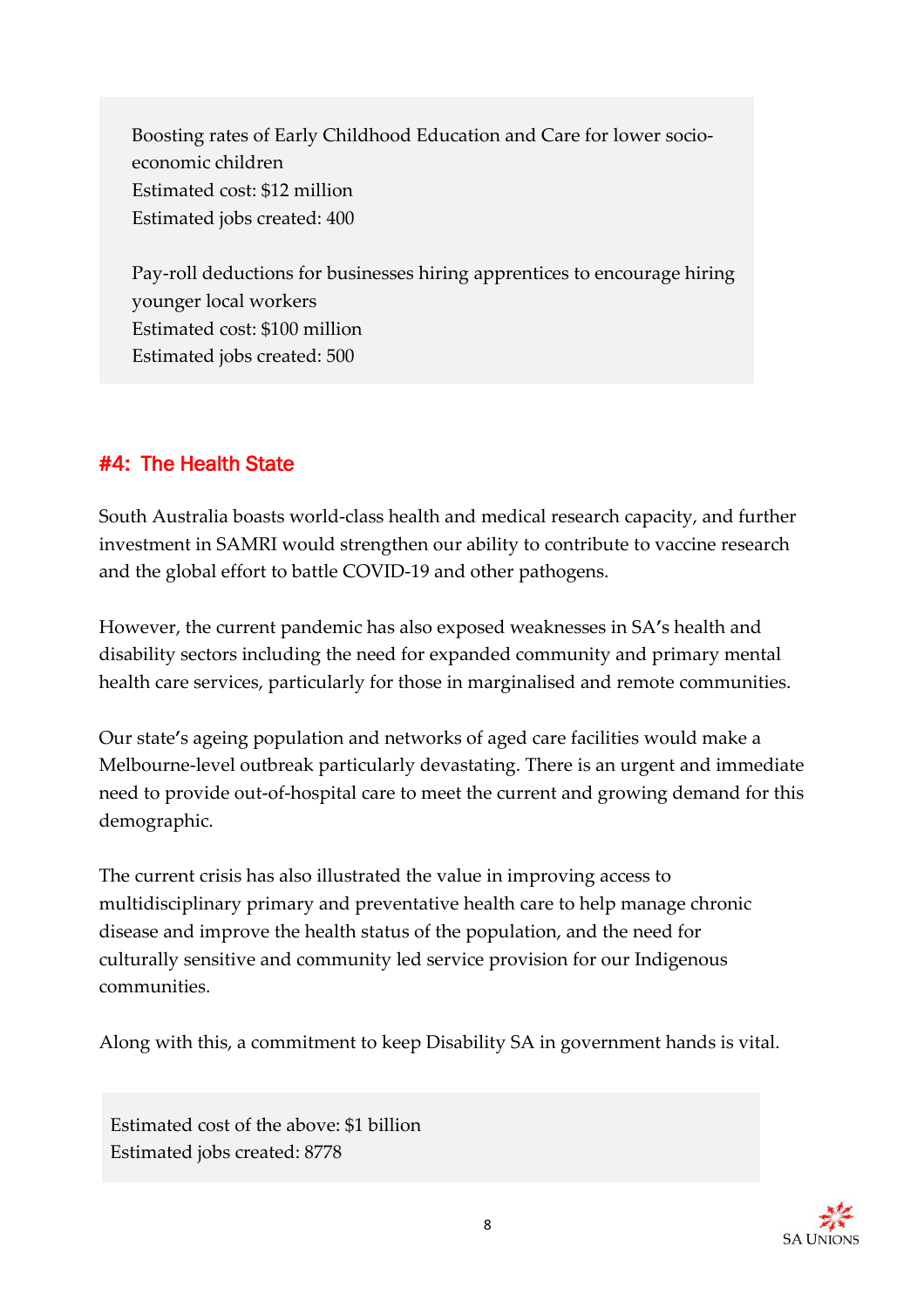Boosting rates of Early Childhood Education and Care for lower socio-economic children
Estimated cost: $12 million
Estimated jobs created: 400

Pay-roll deductions for businesses hiring apprentices to encourage hiring younger local workers
Estimated cost: $100 million
Estimated jobs created: 500

## #4: The Health State

South Australia boasts world-class health and medical research capacity, and further investment in SAMRI would strengthen our ability to contribute to vaccine research and the global effort to battle COVID-19 and other pathogens.

However, the current pandemic has also exposed weaknesses in SA's health and disability sectors including the need for expanded community and primary mental health care services, particularly for those in marginalised and remote communities.

Our state's ageing population and networks of aged care facilities would make a Melbourne-level outbreak particularly devastating. There is an urgent and immediate need to provide out-of-hospital care to meet the current and growing demand for this demographic.

The current crisis has also illustrated the value in improving access to multidisciplinary primary and preventative health care to help manage chronic disease and improve the health status of the population, and the need for culturally sensitive and community led service provision for our Indigenous communities.

Along with this, a commitment to keep Disability SA in government hands is vital.

Estimated cost of the above: $1 billion
Estimated jobs created: 8778